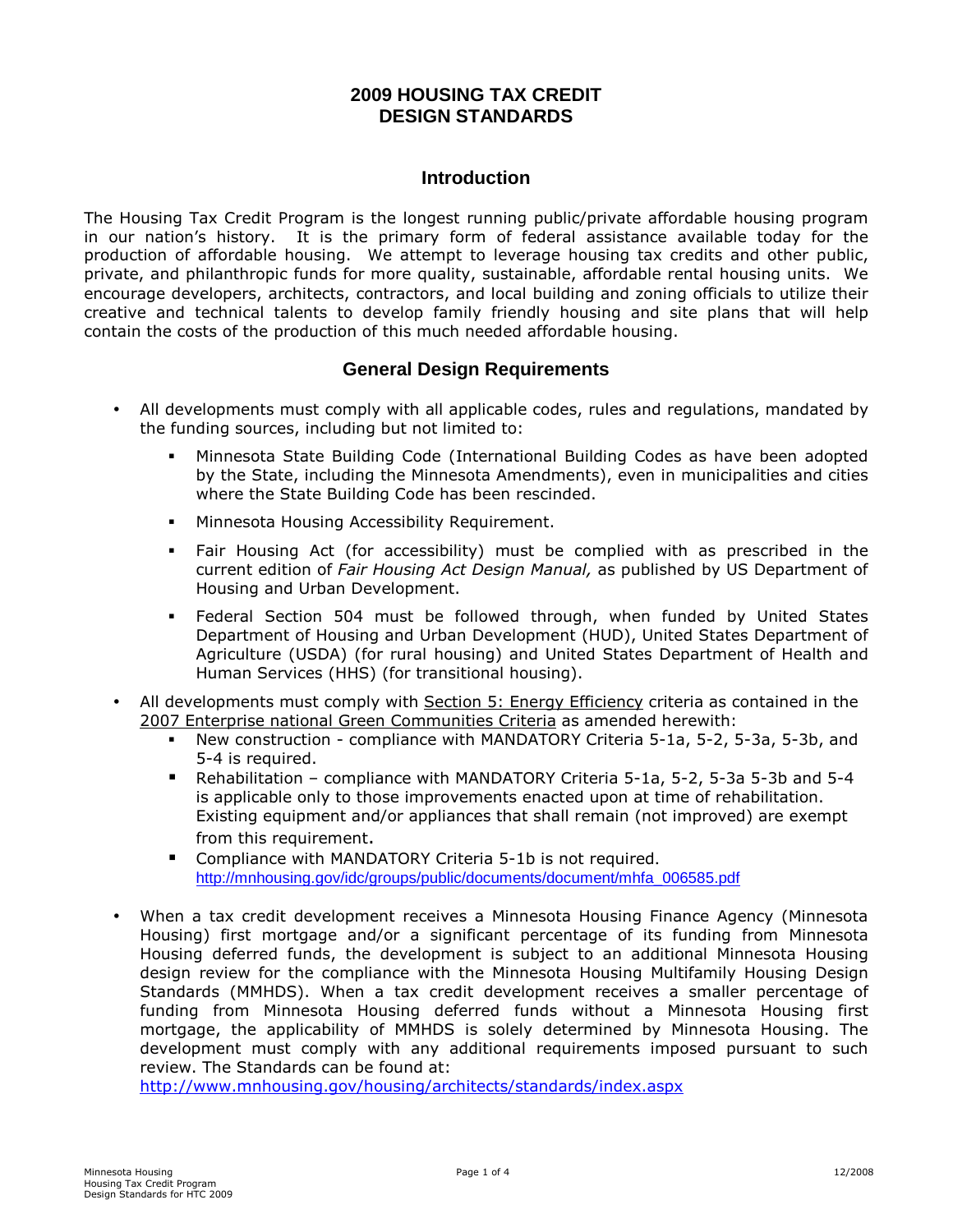# 2009 HOUSING TAX CREDIT DESIGN STANDARDS

## Introduction

The Housing Tax Credit Program is the longest running public/private affordable housing program in our nation's history. It is the primary form of federal assistance available today for the production of affordable housing. We attempt to leverage housing tax credits and other public, private, and philanthropic funds for more quality, sustainable, affordable rental housing units. We encourage developers, architects, contractors, and local building and zoning officials to utilize their creative and technical talents to develop family friendly housing and site plans that will help contain the costs of the production of this much needed affordable housing.

## General Design Requirements

- All developments must comply with all applicable codes, rules and regulations, mandated by the funding sources, including but not limited to:
  - Minnesota State Building Code (International Building Codes as have been adopted by the State, including the Minnesota Amendments), even in municipalities and cities where the State Building Code has been rescinded.
  - Minnesota Housing Accessibility Requirement.
  - Fair Housing Act (for accessibility) must be complied with as prescribed in the current edition of *Fair Housing Act Design Manual,* as published by US Department of Housing and Urban Development.
  - Federal Section 504 must be followed through, when funded by United States Department of Housing and Urban Development (HUD), United States Department of Agriculture (USDA) (for rural housing) and United States Department of Health and Human Services (HHS) (for transitional housing).
- All developments must comply with Section 5: Energy Efficiency criteria as contained in the 2007 Enterprise national Green Communities Criteria as amended herewith:
  - New construction - compliance with MANDATORY Criteria 5-1a, 5-2, 5-3a, 5-3b, and 5-4 is required.
  - Rehabilitation – compliance with MANDATORY Criteria 5-1a, 5-2, 5-3a 5-3b and 5-4 is applicable only to those improvements enacted upon at time of rehabilitation. Existing equipment and/or appliances that shall remain (not improved) are exempt from this requirement.
  - Compliance with MANDATORY Criteria 5-1b is not required. http://mnhousing.gov/idc/groups/public/documents/document/mhfa_006585.pdf
- When a tax credit development receives a Minnesota Housing Finance Agency (Minnesota Housing) first mortgage and/or a significant percentage of its funding from Minnesota Housing deferred funds, the development is subject to an additional Minnesota Housing design review for the compliance with the Minnesota Housing Multifamily Housing Design Standards (MMHDS). When a tax credit development receives a smaller percentage of funding from Minnesota Housing deferred funds without a Minnesota Housing first mortgage, the applicability of MMHDS is solely determined by Minnesota Housing. The development must comply with any additional requirements imposed pursuant to such review. The Standards can be found at: http://www.mnhousing.gov/housing/architects/standards/index.aspx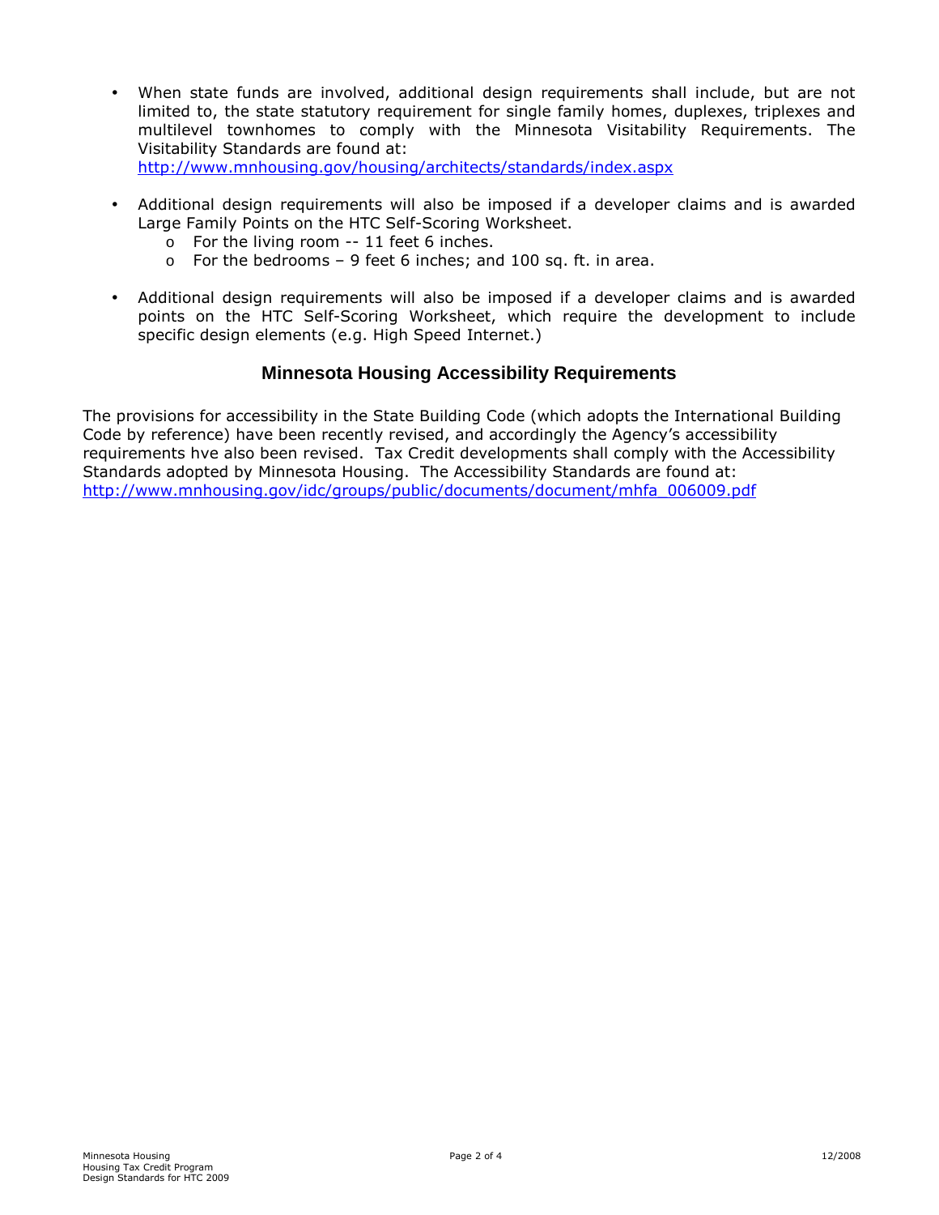- When state funds are involved, additional design requirements shall include, but are not limited to, the state statutory requirement for single family homes, duplexes, triplexes and multilevel townhomes to comply with the Minnesota Visitability Requirements. The Visitability Standards are found at: http://www.mnhousing.gov/housing/architects/standards/index.aspx

- Additional design requirements will also be imposed if a developer claims and is awarded Large Family Points on the HTC Self-Scoring Worksheet.
  - For the living room -- 11 feet 6 inches.
  - For the bedrooms – 9 feet 6 inches; and 100 sq. ft. in area.

- Additional design requirements will also be imposed if a developer claims and is awarded points on the HTC Self-Scoring Worksheet, which require the development to include specific design elements (e.g. High Speed Internet.)

## Minnesota Housing Accessibility Requirements

The provisions for accessibility in the State Building Code (which adopts the International Building Code by reference) have been recently revised, and accordingly the Agency's accessibility requirements hve also been revised. Tax Credit developments shall comply with the Accessibility Standards adopted by Minnesota Housing. The Accessibility Standards are found at: http://www.mnhousing.gov/idc/groups/public/documents/document/mhfa_006009.pdf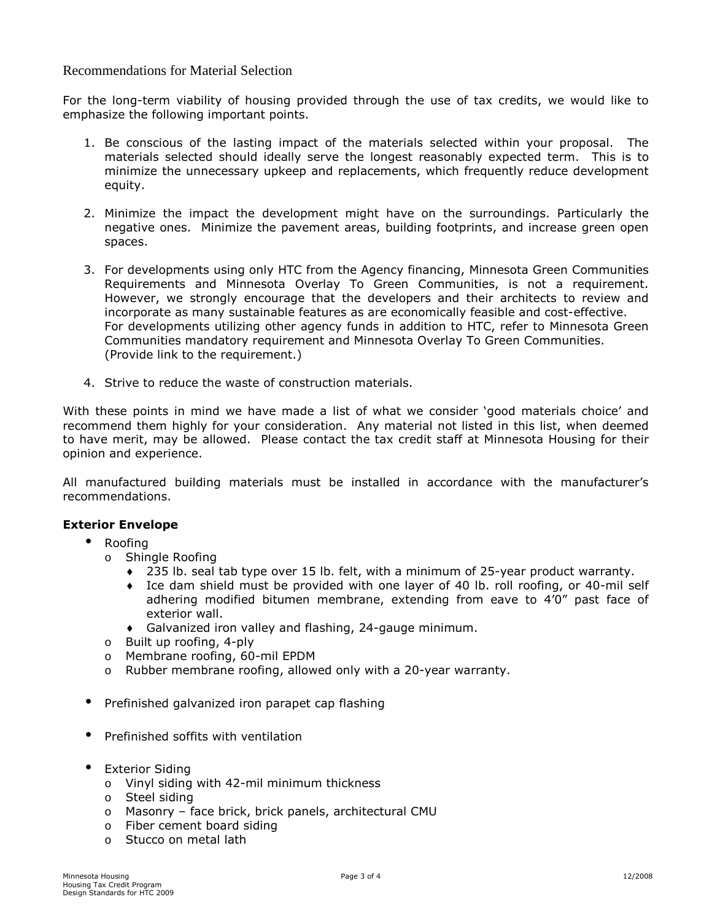## Recommendations for Material Selection

For the long-term viability of housing provided through the use of tax credits, we would like to emphasize the following important points.

1. Be conscious of the lasting impact of the materials selected within your proposal. The materials selected should ideally serve the longest reasonably expected term. This is to minimize the unnecessary upkeep and replacements, which frequently reduce development equity.

2. Minimize the impact the development might have on the surroundings. Particularly the negative ones. Minimize the pavement areas, building footprints, and increase green open spaces.

3. For developments using only HTC from the Agency financing, Minnesota Green Communities Requirements and Minnesota Overlay To Green Communities, is not a requirement. However, we strongly encourage that the developers and their architects to review and incorporate as many sustainable features as are economically feasible and cost-effective. For developments utilizing other agency funds in addition to HTC, refer to Minnesota Green Communities mandatory requirement and Minnesota Overlay To Green Communities. (Provide link to the requirement.)

4. Strive to reduce the waste of construction materials.

With these points in mind we have made a list of what we consider 'good materials choice' and recommend them highly for your consideration. Any material not listed in this list, when deemed to have merit, may be allowed. Please contact the tax credit staff at Minnesota Housing for their opinion and experience.

All manufactured building materials must be installed in accordance with the manufacturer's recommendations.

**Exterior Envelope**

- Roofing
  - Shingle Roofing
    - 235 lb. seal tab type over 15 lb. felt, with a minimum of 25-year product warranty.
    - Ice dam shield must be provided with one layer of 40 lb. roll roofing, or 40-mil self adhering modified bitumen membrane, extending from eave to 4'0" past face of exterior wall.
    - Galvanized iron valley and flashing, 24-gauge minimum.
  - Built up roofing, 4-ply
  - Membrane roofing, 60-mil EPDM
  - Rubber membrane roofing, allowed only with a 20-year warranty.

- Prefinished galvanized iron parapet cap flashing

- Prefinished soffits with ventilation

- Exterior Siding
  - Vinyl siding with 42-mil minimum thickness
  - Steel siding
  - Masonry – face brick, brick panels, architectural CMU
  - Fiber cement board siding
  - Stucco on metal lath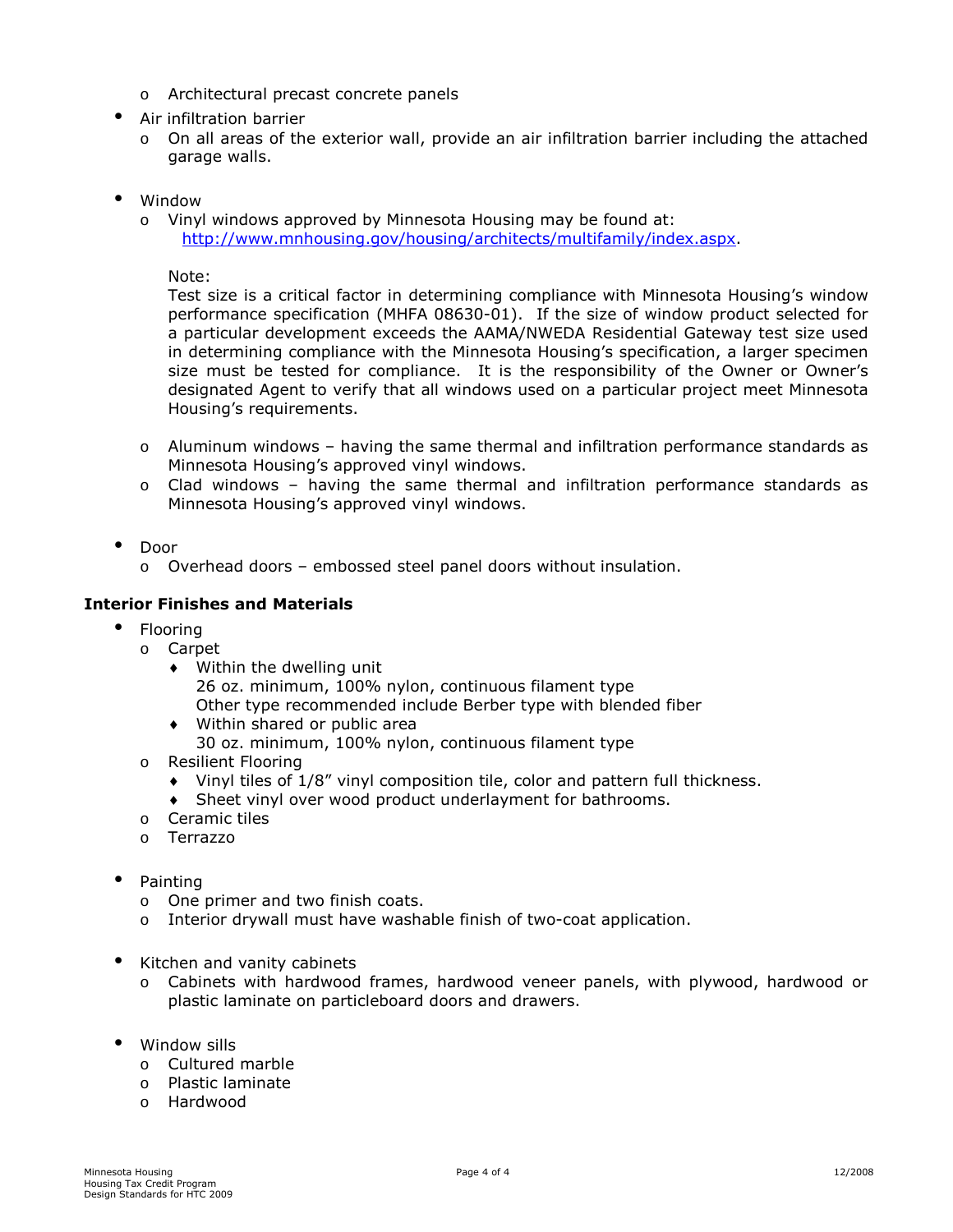- Architectural precast concrete panels
- Air infiltration barrier
  - On all areas of the exterior wall, provide an air infiltration barrier including the attached garage walls.

- Window
  - Vinyl windows approved by Minnesota Housing may be found at: http://www.mnhousing.gov/housing/architects/multifamily/index.aspx.

    Note:
    Test size is a critical factor in determining compliance with Minnesota Housing's window performance specification (MHFA 08630-01). If the size of window product selected for a particular development exceeds the AAMA/NWEDA Residential Gateway test size used in determining compliance with the Minnesota Housing's specification, a larger specimen size must be tested for compliance. It is the responsibility of the Owner or Owner's designated Agent to verify that all windows used on a particular project meet Minnesota Housing's requirements.

  - Aluminum windows – having the same thermal and infiltration performance standards as Minnesota Housing's approved vinyl windows.
  - Clad windows – having the same thermal and infiltration performance standards as Minnesota Housing's approved vinyl windows.

- Door
  - Overhead doors – embossed steel panel doors without insulation.

### Interior Finishes and Materials

- Flooring
  - Carpet
    - Within the dwelling unit
      26 oz. minimum, 100% nylon, continuous filament type
      Other type recommended include Berber type with blended fiber
    - Within shared or public area
      30 oz. minimum, 100% nylon, continuous filament type
  - Resilient Flooring
    - Vinyl tiles of 1/8" vinyl composition tile, color and pattern full thickness.
    - Sheet vinyl over wood product underlayment for bathrooms.
  - Ceramic tiles
  - Terrazzo

- Painting
  - One primer and two finish coats.
  - Interior drywall must have washable finish of two-coat application.

- Kitchen and vanity cabinets
  - Cabinets with hardwood frames, hardwood veneer panels, with plywood, hardwood or plastic laminate on particleboard doors and drawers.

- Window sills
  - Cultured marble
  - Plastic laminate
  - Hardwood